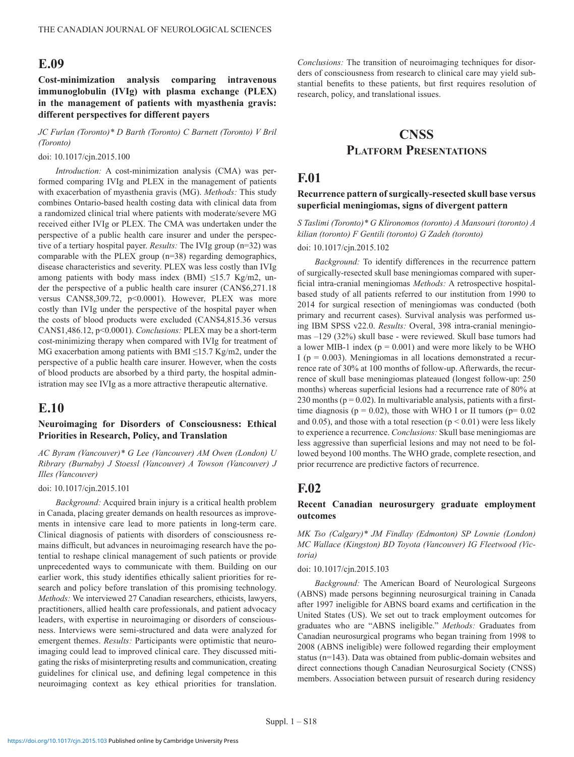## E.09

### Cost-minimization analysis comparing intravenous immunoglobulin (IVIg) with plasma exchange (PLEX) in the management of patients with myasthenia gravis: different perspectives for different payers

*JC Furlan (Toronto)* D Barth (Toronto) C Barnett (Toronto) V Bril (Toronto)*

doi: 10.1017/cjn.2015.100

*Introduction:* A cost-minimization analysis (CMA) was performed comparing IVIg and PLEX in the management of patients with exacerbation of myasthenia gravis (MG). *Methods:* This study combines Ontario-based health costing data with clinical data from a randomized clinical trial where patients with moderate/severe MG received either IVIg or PLEX. The CMA was undertaken under the perspective of a public health care insurer and under the perspective of a tertiary hospital payer. *Results:* The IVIg group (n=32) was comparable with the PLEX group (n=38) regarding demographics, disease characteristics and severity. PLEX was less costly than IVIg among patients with body mass index (BMI) ≤15.7 Kg/m2, under the perspective of a public health care insurer (CAN$6,271.18 versus CAN$8,309.72, p<0.0001). However, PLEX was more costly than IVIg under the perspective of the hospital payer when the costs of blood products were excluded (CAN$4,815.36 versus CAN$1,486.12, p<0.0001). *Conclusions:* PLEX may be a short-term cost-minimizing therapy when compared with IVIg for treatment of MG exacerbation among patients with BMI ≤15.7 Kg/m2, under the perspective of a public health care insurer. However, when the costs of blood products are absorbed by a third party, the hospital administration may see IVIg as a more attractive therapeutic alternative.

## E.10

### Neuroimaging for Disorders of Consciousness: Ethical Priorities in Research, Policy, and Translation

*AC Byram (Vancouver)* G Lee (Vancouver) AM Owen (London) U Ribrary (Burnaby) J Stoessl (Vancouver) A Towson (Vancouver) J Illes (Vancouver)*

doi: 10.1017/cjn.2015.101

*Background:* Acquired brain injury is a critical health problem in Canada, placing greater demands on health resources as improvements in intensive care lead to more patients in long-term care. Clinical diagnosis of patients with disorders of consciousness remains difficult, but advances in neuroimaging research have the potential to reshape clinical management of such patients or provide unprecedented ways to communicate with them. Building on our earlier work, this study identifies ethically salient priorities for research and policy before translation of this promising technology. *Methods:* We interviewed 27 Canadian researchers, ethicists, lawyers, practitioners, allied health care professionals, and patient advocacy leaders, with expertise in neuroimaging or disorders of consciousness. Interviews were semi-structured and data were analyzed for emergent themes. *Results:* Participants were optimistic that neuroimaging could lead to improved clinical care. They discussed mitigating the risks of misinterpreting results and communication, creating guidelines for clinical use, and defining legal competence in this neuroimaging context as key ethical priorities for translation. *Conclusions:* The transition of neuroimaging techniques for disorders of consciousness from research to clinical care may yield substantial benefits to these patients, but first requires resolution of research, policy, and translational issues.

# CNSS
# Platform Presentations

## F.01

### Recurrence pattern of surgically-resected skull base versus superficial meningiomas, signs of divergent pattern

*S Taslimi (Toronto)* G Klironomos (toronto) A Mansouri (toronto) A kilian (toronto) F Gentili (toronto) G Zadeh (toronto)*

doi: 10.1017/cjn.2015.102

*Background:* To identify differences in the recurrence pattern of surgically-resected skull base meningiomas compared with superficial intra-cranial meningiomas *Methods:* A retrospective hospital-based study of all patients referred to our institution from 1990 to 2014 for surgical resection of meningiomas was conducted (both primary and recurrent cases). Survival analysis was performed using IBM SPSS v22.0. *Results:* Overal, 398 intra-cranial meningiomas –129 (32%) skull base - were reviewed. Skull base tumors had a lower MIB-1 index (p = 0.001) and were more likely to be WHO I (p = 0.003). Meningiomas in all locations demonstrated a recurrence rate of 30% at 100 months of follow-up. Afterwards, the recurrence of skull base meningiomas plateaued (longest follow-up: 250 months) whereas superficial lesions had a recurrence rate of 80% at 230 months (p = 0.02). In multivariable analysis, patients with a first-time diagnosis (p = 0.02), those with WHO I or II tumors (p= 0.02 and 0.05), and those with a total resection (p < 0.01) were less likely to experience a recurrence. *Conclusions:* Skull base meningiomas are less aggressive than superficial lesions and may not need to be followed beyond 100 months. The WHO grade, complete resection, and prior recurrence are predictive factors of recurrence.

## F.02

### Recent Canadian neurosurgery graduate employment outcomes

*MK Tso (Calgary)* JM Findlay (Edmonton) SP Lownie (London) MC Wallace (Kingston) BD Toyota (Vancouver) IG Fleetwood (Victoria)*

doi: 10.1017/cjn.2015.103

*Background:* The American Board of Neurological Surgeons (ABNS) made persons beginning neurosurgical training in Canada after 1997 ineligible for ABNS board exams and certification in the United States (US). We set out to track employment outcomes for graduates who are "ABNS ineligible." *Methods:* Graduates from Canadian neurosurgical programs who began training from 1998 to 2008 (ABNS ineligible) were followed regarding their employment status (n=143). Data was obtained from public-domain websites and direct connections though Canadian Neurosurgical Society (CNSS) members. Association between pursuit of research during residency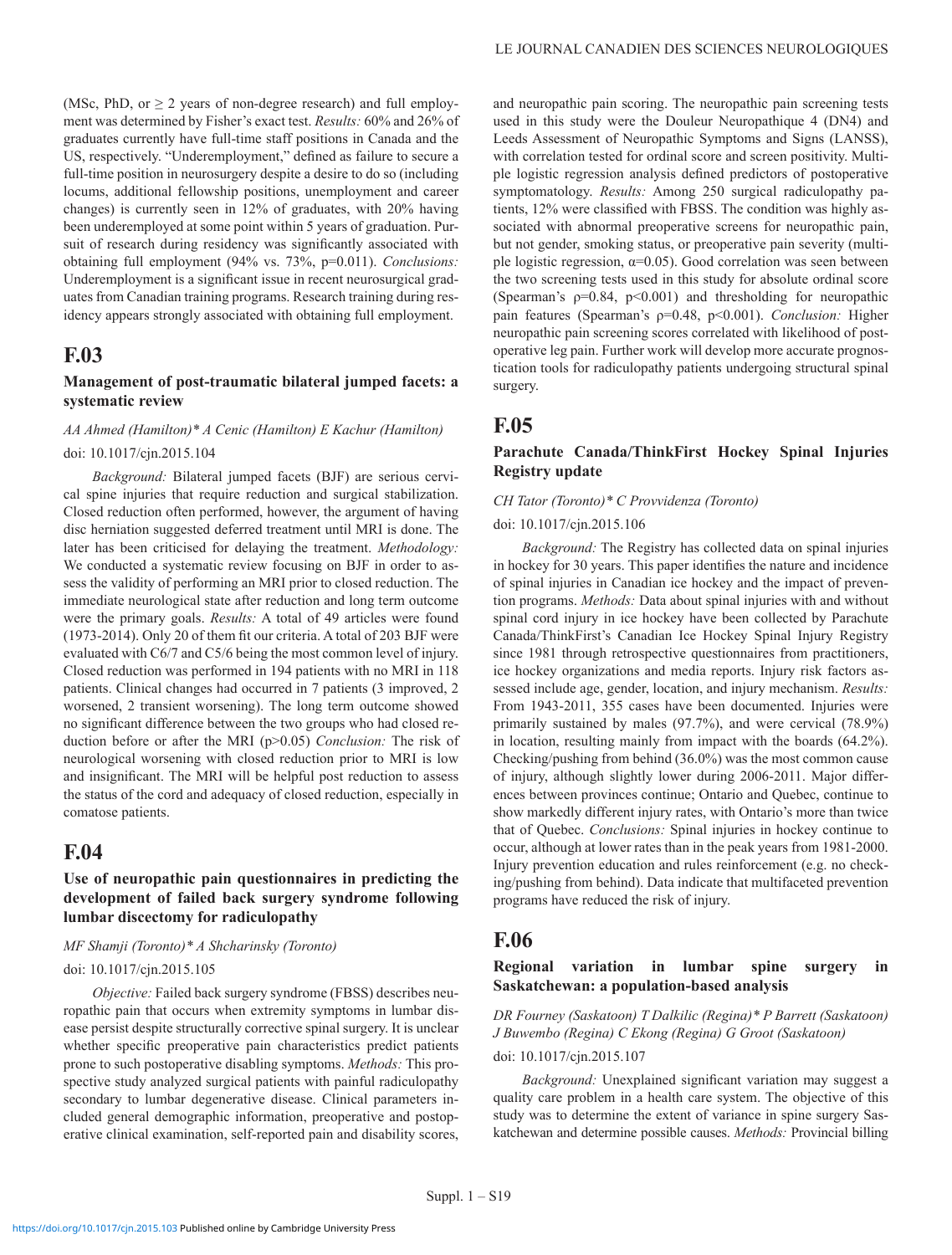(MSc, PhD, or ≥ 2 years of non-degree research) and full employment was determined by Fisher's exact test. *Results:* 60% and 26% of graduates currently have full-time staff positions in Canada and the US, respectively. "Underemployment," defined as failure to secure a full-time position in neurosurgery despite a desire to do so (including locums, additional fellowship positions, unemployment and career changes) is currently seen in 12% of graduates, with 20% having been underemployed at some point within 5 years of graduation. Pursuit of research during residency was significantly associated with obtaining full employment (94% vs. 73%, p=0.011). *Conclusions:* Underemployment is a significant issue in recent neurosurgical graduates from Canadian training programs. Research training during residency appears strongly associated with obtaining full employment.

# F.03

### Management of post-traumatic bilateral jumped facets: a systematic review

*AA Ahmed (Hamilton)\* A Cenic (Hamilton) E Kachur (Hamilton)*

doi: 10.1017/cjn.2015.104

*Background:* Bilateral jumped facets (BJF) are serious cervical spine injuries that require reduction and surgical stabilization. Closed reduction often performed, however, the argument of having disc herniation suggested deferred treatment until MRI is done. The later has been criticised for delaying the treatment. *Methodology:* We conducted a systematic review focusing on BJF in order to assess the validity of performing an MRI prior to closed reduction. The immediate neurological state after reduction and long term outcome were the primary goals. *Results:* A total of 49 articles were found (1973-2014). Only 20 of them fit our criteria. A total of 203 BJF were evaluated with C6/7 and C5/6 being the most common level of injury. Closed reduction was performed in 194 patients with no MRI in 118 patients. Clinical changes had occurred in 7 patients (3 improved, 2 worsened, 2 transient worsening). The long term outcome showed no significant difference between the two groups who had closed reduction before or after the MRI (p>0.05) *Conclusion:* The risk of neurological worsening with closed reduction prior to MRI is low and insignificant. The MRI will be helpful post reduction to assess the status of the cord and adequacy of closed reduction, especially in comatose patients.

# F.04

### Use of neuropathic pain questionnaires in predicting the development of failed back surgery syndrome following lumbar discectomy for radiculopathy

*MF Shamji (Toronto)\* A Shcharinsky (Toronto)*

doi: 10.1017/cjn.2015.105

*Objective:* Failed back surgery syndrome (FBSS) describes neuropathic pain that occurs when extremity symptoms in lumbar disease persist despite structurally corrective spinal surgery. It is unclear whether specific preoperative pain characteristics predict patients prone to such postoperative disabling symptoms. *Methods:* This prospective study analyzed surgical patients with painful radiculopathy secondary to lumbar degenerative disease. Clinical parameters included general demographic information, preoperative and postoperative clinical examination, self-reported pain and disability scores, and neuropathic pain scoring. The neuropathic pain screening tests used in this study were the Douleur Neuropathique 4 (DN4) and Leeds Assessment of Neuropathic Symptoms and Signs (LANSS), with correlation tested for ordinal score and screen positivity. Multiple logistic regression analysis defined predictors of postoperative symptomatology. *Results:* Among 250 surgical radiculopathy patients, 12% were classified with FBSS. The condition was highly associated with abnormal preoperative screens for neuropathic pain, but not gender, smoking status, or preoperative pain severity (multiple logistic regression, $\alpha$=0.05). Good correlation was seen between the two screening tests used in this study for absolute ordinal score (Spearman's $\rho$=0.84, p<0.001) and thresholding for neuropathic pain features (Spearman's $\rho$=0.48, p<0.001). *Conclusion:* Higher neuropathic pain screening scores correlated with likelihood of postoperative leg pain. Further work will develop more accurate prognostication tools for radiculopathy patients undergoing structural spinal surgery.

# F.05

### Parachute Canada/ThinkFirst Hockey Spinal Injuries Registry update

*CH Tator (Toronto)\* C Provvidenza (Toronto)*

doi: 10.1017/cjn.2015.106

*Background:* The Registry has collected data on spinal injuries in hockey for 30 years. This paper identifies the nature and incidence of spinal injuries in Canadian ice hockey and the impact of prevention programs. *Methods:* Data about spinal injuries with and without spinal cord injury in ice hockey have been collected by Parachute Canada/ThinkFirst's Canadian Ice Hockey Spinal Injury Registry since 1981 through retrospective questionnaires from practitioners, ice hockey organizations and media reports. Injury risk factors assessed include age, gender, location, and injury mechanism. *Results:* From 1943-2011, 355 cases have been documented. Injuries were primarily sustained by males (97.7%), and were cervical (78.9%) in location, resulting mainly from impact with the boards (64.2%). Checking/pushing from behind (36.0%) was the most common cause of injury, although slightly lower during 2006-2011. Major differences between provinces continue; Ontario and Quebec, continue to show markedly different injury rates, with Ontario's more than twice that of Quebec. *Conclusions:* Spinal injuries in hockey continue to occur, although at lower rates than in the peak years from 1981-2000. Injury prevention education and rules reinforcement (e.g. no checking/pushing from behind). Data indicate that multifaceted prevention programs have reduced the risk of injury.

# F.06

### Regional variation in lumbar spine surgery in Saskatchewan: a population-based analysis

*DR Fourney (Saskatoon) T Dalkilic (Regina)\* P Barrett (Saskatoon) J Buwembo (Regina) C Ekong (Regina) G Groot (Saskatoon)*

doi: 10.1017/cjn.2015.107

*Background:* Unexplained significant variation may suggest a quality care problem in a health care system. The objective of this study was to determine the extent of variance in spine surgery Saskatchewan and determine possible causes. *Methods:* Provincial billing